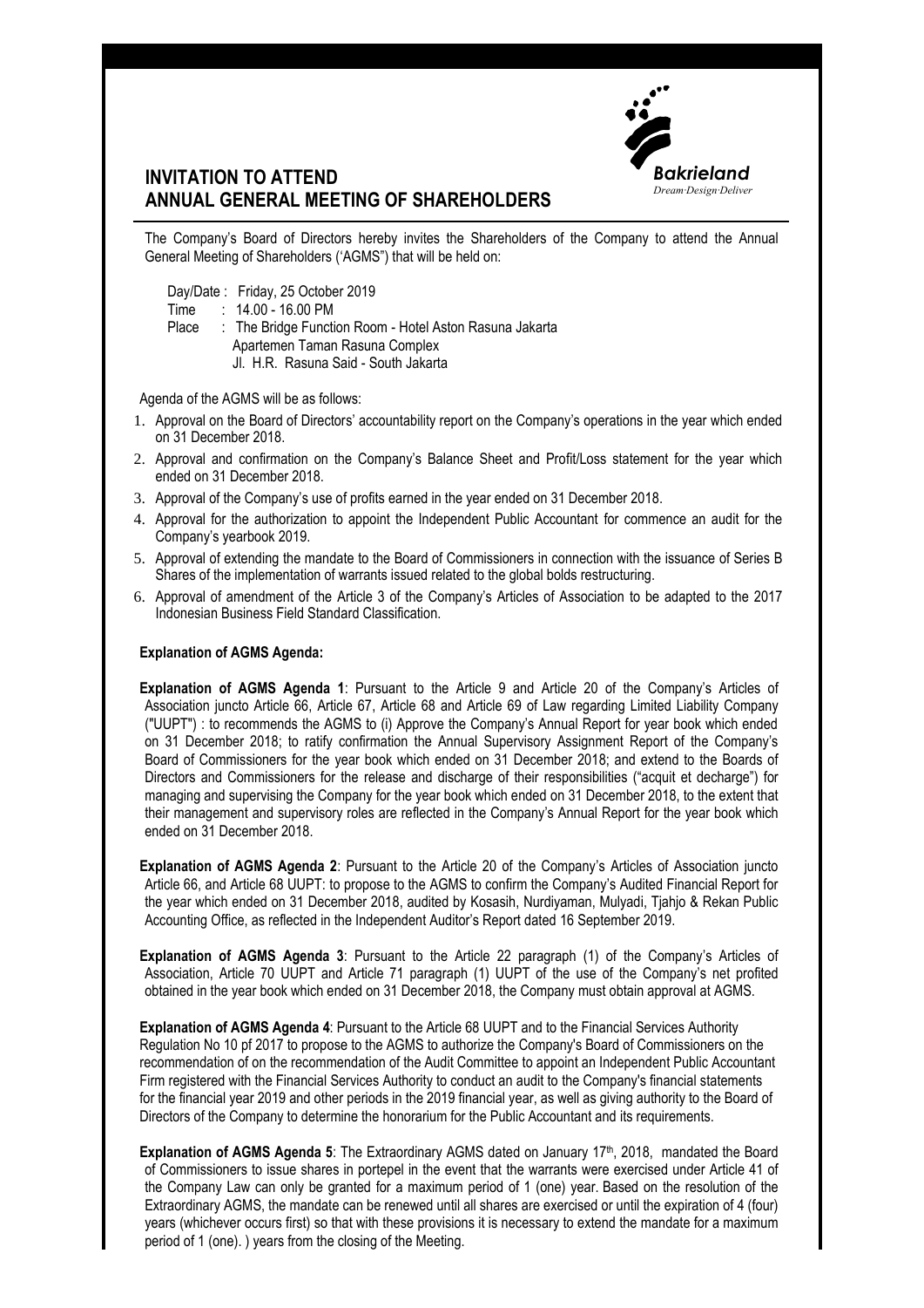# INVITATION TO ATTEND ANNUAL GENERAL MEETING OF SHAREHOLDERS

The Company's Board of Directors hereby invites the Shareholders of the Company to attend the Annual General Meeting of Shareholders ('AGMS") that will be held on:

Day/Date : Friday, 25 October 2019
Time : 14.00 - 16.00 PM
Place : The Bridge Function Room - Hotel Aston Rasuna Jakarta
Apartemen Taman Rasuna Complex
Jl. H.R. Rasuna Said - South Jakarta

Agenda of the AGMS will be as follows:

1. Approval on the Board of Directors' accountability report on the Company's operations in the year which ended on 31 December 2018.
2. Approval and confirmation on the Company's Balance Sheet and Profit/Loss statement for the year which ended on 31 December 2018.
3. Approval of the Company's use of profits earned in the year ended on 31 December 2018.
4. Approval for the authorization to appoint the Independent Public Accountant for commence an audit for the Company's yearbook 2019.
5. Approval of extending the mandate to the Board of Commissioners in connection with the issuance of Series B Shares of the implementation of warrants issued related to the global bolds restructuring.
6. Approval of amendment of the Article 3 of the Company's Articles of Association to be adapted to the 2017 Indonesian Business Field Standard Classification.

**Explanation of AGMS Agenda:**

**Explanation of AGMS Agenda 1**: Pursuant to the Article 9 and Article 20 of the Company's Articles of Association juncto Article 66, Article 67, Article 68 and Article 69 of Law regarding Limited Liability Company ("UUPT") : to recommends the AGMS to (i) Approve the Company's Annual Report for year book which ended on 31 December 2018; to ratify confirmation the Annual Supervisory Assignment Report of the Company's Board of Commissioners for the year book which ended on 31 December 2018; and extend to the Boards of Directors and Commissioners for the release and discharge of their responsibilities ("acquit et decharge") for managing and supervising the Company for the year book which ended on 31 December 2018, to the extent that their management and supervisory roles are reflected in the Company's Annual Report for the year book which ended on 31 December 2018.

**Explanation of AGMS Agenda 2**: Pursuant to the Article 20 of the Company's Articles of Association juncto Article 66, and Article 68 UUPT: to propose to the AGMS to confirm the Company's Audited Financial Report for the year which ended on 31 December 2018, audited by Kosasih, Nurdiyaman, Mulyadi, Tjahjo & Rekan Public Accounting Office, as reflected in the Independent Auditor's Report dated 16 September 2019.

**Explanation of AGMS Agenda 3**: Pursuant to the Article 22 paragraph (1) of the Company's Articles of Association, Article 70 UUPT and Article 71 paragraph (1) UUPT of the use of the Company's net profited obtained in the year book which ended on 31 December 2018, the Company must obtain approval at AGMS.

**Explanation of AGMS Agenda 4**: Pursuant to the Article 68 UUPT and to the Financial Services Authority Regulation No 10 pf 2017 to propose to the AGMS to authorize the Company's Board of Commissioners on the recommendation of on the recommendation of the Audit Committee to appoint an Independent Public Accountant Firm registered with the Financial Services Authority to conduct an audit to the Company's financial statements for the financial year 2019 and other periods in the 2019 financial year, as well as giving authority to the Board of Directors of the Company to determine the honorarium for the Public Accountant and its requirements.

**Explanation of AGMS Agenda 5**: The Extraordinary AGMS dated on January 17th, 2018, mandated the Board of Commissioners to issue shares in portepel in the event that the warrants were exercised under Article 41 of the Company Law can only be granted for a maximum period of 1 (one) year. Based on the resolution of the Extraordinary AGMS, the mandate can be renewed until all shares are exercised or until the expiration of 4 (four) years (whichever occurs first) so that with these provisions it is necessary to extend the mandate for a maximum period of 1 (one). ) years from the closing of the Meeting.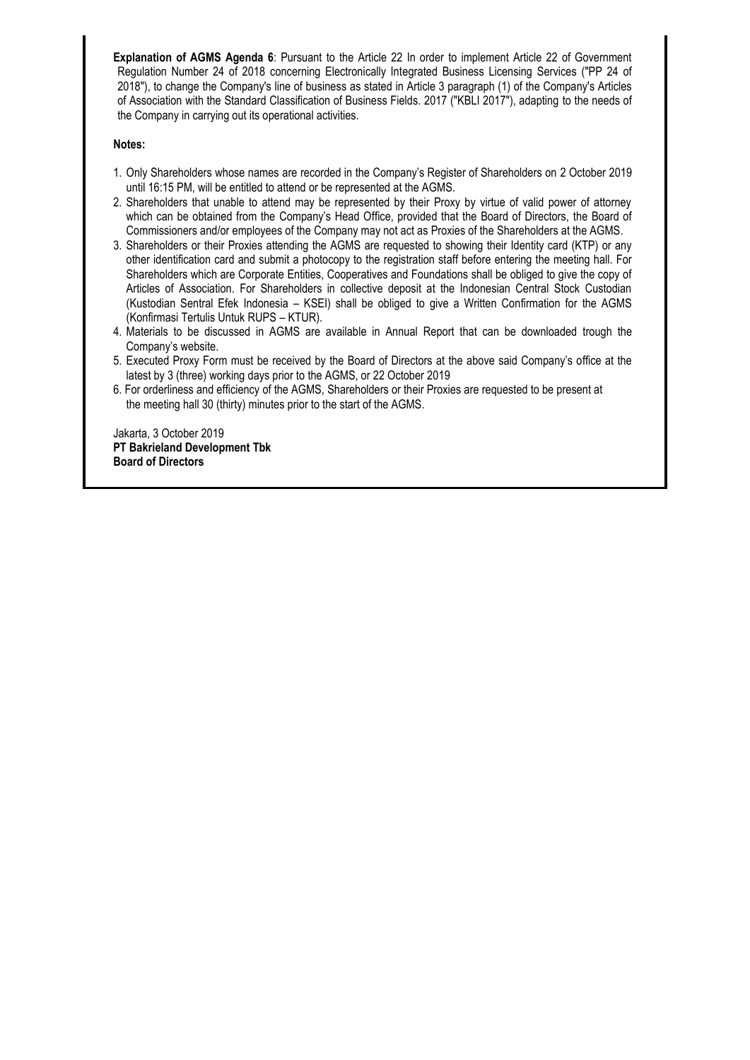**Explanation of AGMS Agenda 6**: Pursuant to the Article 22 In order to implement Article 22 of Government Regulation Number 24 of 2018 concerning Electronically Integrated Business Licensing Services ("PP 24 of 2018"), to change the Company's line of business as stated in Article 3 paragraph (1) of the Company's Articles of Association with the Standard Classification of Business Fields. 2017 ("KBLI 2017"), adapting to the needs of the Company in carrying out its operational activities.

**Notes:**

1. Only Shareholders whose names are recorded in the Company's Register of Shareholders on 2 October 2019 until 16:15 PM, will be entitled to attend or be represented at the AGMS.
2. Shareholders that unable to attend may be represented by their Proxy by virtue of valid power of attorney which can be obtained from the Company's Head Office, provided that the Board of Directors, the Board of Commissioners and/or employees of the Company may not act as Proxies of the Shareholders at the AGMS.
3. Shareholders or their Proxies attending the AGMS are requested to showing their Identity card (KTP) or any other identification card and submit a photocopy to the registration staff before entering the meeting hall. For Shareholders which are Corporate Entities, Cooperatives and Foundations shall be obliged to give the copy of Articles of Association. For Shareholders in collective deposit at the Indonesian Central Stock Custodian (Kustodian Sentral Efek Indonesia – KSEI) shall be obliged to give a Written Confirmation for the AGMS (Konfirmasi Tertulis Untuk RUPS – KTUR).
4. Materials to be discussed in AGMS are available in Annual Report that can be downloaded trough the Company's website.
5. Executed Proxy Form must be received by the Board of Directors at the above said Company's office at the latest by 3 (three) working days prior to the AGMS, or 22 October 2019
6. For orderliness and efficiency of the AGMS, Shareholders or their Proxies are requested to be present at the meeting hall 30 (thirty) minutes prior to the start of the AGMS.

Jakarta, 3 October 2019
**PT Bakrieland Development Tbk**
**Board of Directors**